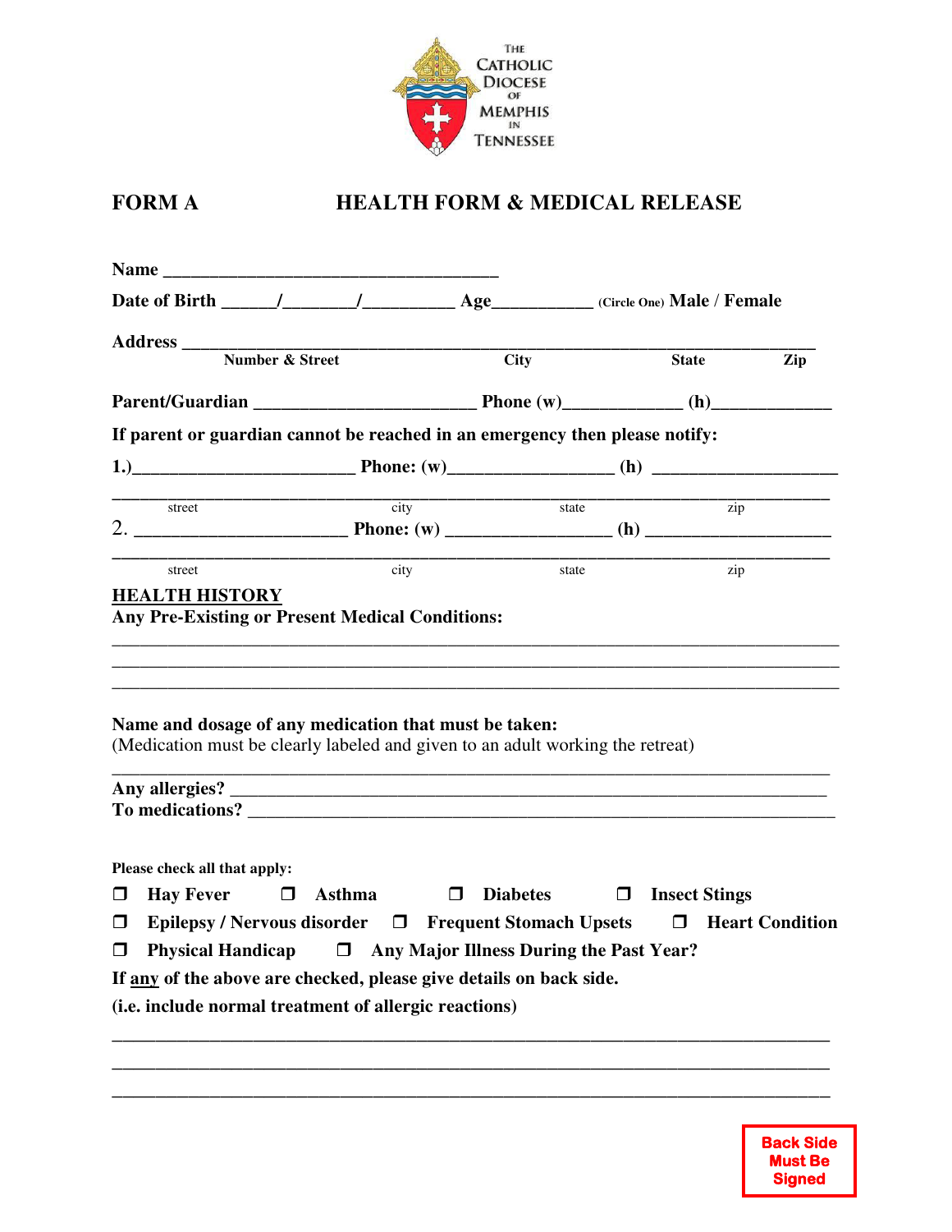THE CATHOLIC DIOCESE OF MEMPHIS IN TENNESSEE

**FORM A** **HEALTH FORM & MEDICAL RELEASE**

**Name** ____________________________________

**Date of Birth** ______/________/__________ **Age**___________ (Circle One) Male / Female

**Address** ______________________________________________________________________
**Number & Street** **City** **State** **Zip**

**Parent/Guardian** ________________________ **Phone (w)**_____________ **(h)**_____________

**If parent or guardian cannot be reached in an emergency then please notify:**

**1.)**________________________ **Phone: (w)**_________________ **(h)** ___________________

______________________________________________________________________________
street city state zip

2. ______________________ **Phone: (w)** _________________ **(h)** ___________________

______________________________________________________________________________
street city state zip

**HEALTH HISTORY**

**Any Pre-Existing or Present Medical Conditions:**

______________________________________________________________________________
______________________________________________________________________________
______________________________________________________________________________

**Name and dosage of any medication that must be taken:**
(Medication must be clearly labeled and given to an adult working the retreat)

______________________________________________________________________________

**Any allergies?** ___________________________________________________________

**To medications?** __________________________________________________________

**Please check all that apply:**

❒ **Hay Fever** ❒ **Asthma** ❒ **Diabetes** ❒ **Insect Stings**

❒ **Epilepsy / Nervous disorder** ❒ **Frequent Stomach Upsets** ❒ **Heart Condition**

❒ **Physical Handicap** ❒ **Any Major Illness During the Past Year?**

**If any of the above are checked, please give details on back side.**

**(i.e. include normal treatment of allergic reactions)**

______________________________________________________________________________
______________________________________________________________________________
______________________________________________________________________________

**Back Side Must Be Signed**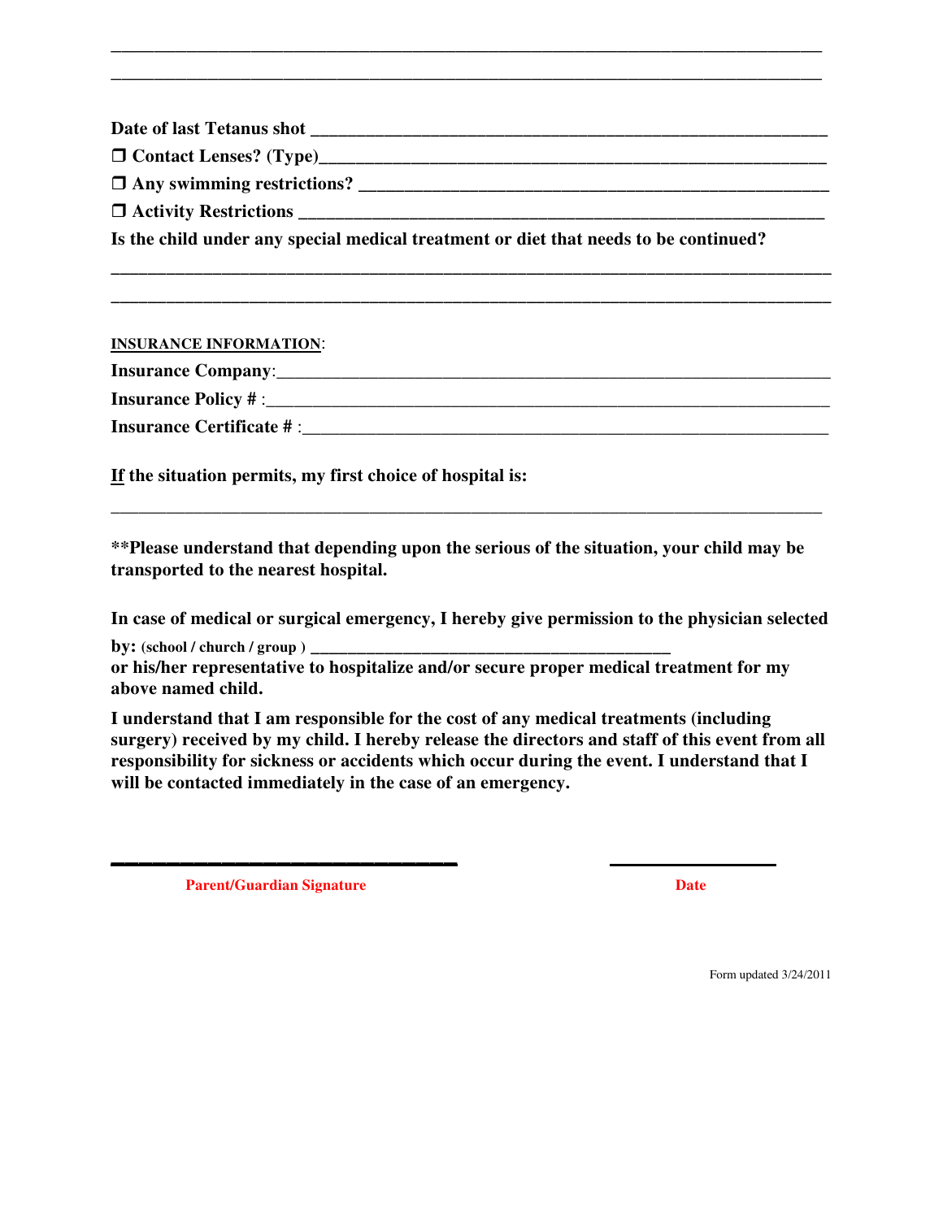\_\_\_\_\_\_\_\_\_\_\_\_\_\_\_\_\_\_\_\_\_\_\_\_\_\_\_\_\_\_\_\_\_\_\_\_\_\_\_\_\_\_\_\_\_\_\_\_\_\_\_\_\_\_\_\_\_\_\_\_\_\_\_\_\_\_\_\_\_\_\_\_\_\_\_\_\_\_

\_\_\_\_\_\_\_\_\_\_\_\_\_\_\_\_\_\_\_\_\_\_\_\_\_\_\_\_\_\_\_\_\_\_\_\_\_\_\_\_\_\_\_\_\_\_\_\_\_\_\_\_\_\_\_\_\_\_\_\_\_\_\_\_\_\_\_\_\_\_\_\_\_\_\_\_\_\_

**Date of last Tetanus shot** \_\_\_\_\_\_\_\_\_\_\_\_\_\_\_\_\_\_\_\_\_\_\_\_\_\_\_\_\_\_\_\_\_\_\_\_\_\_\_\_\_\_\_\_\_\_\_\_\_\_\_\_\_\_\_\_

❒ **Contact Lenses? (Type)**\_\_\_\_\_\_\_\_\_\_\_\_\_\_\_\_\_\_\_\_\_\_\_\_\_\_\_\_\_\_\_\_\_\_\_\_\_\_\_\_\_\_\_\_\_\_\_\_\_\_\_\_\_\_\_\_

❒ **Any swimming restrictions?** \_\_\_\_\_\_\_\_\_\_\_\_\_\_\_\_\_\_\_\_\_\_\_\_\_\_\_\_\_\_\_\_\_\_\_\_\_\_\_\_\_\_\_\_\_\_\_\_\_\_\_

❒ **Activity Restrictions** \_\_\_\_\_\_\_\_\_\_\_\_\_\_\_\_\_\_\_\_\_\_\_\_\_\_\_\_\_\_\_\_\_\_\_\_\_\_\_\_\_\_\_\_\_\_\_\_\_\_\_\_\_\_\_\_\_\_

**Is the child under any special medical treatment or diet that needs to be continued?**

\_\_\_\_\_\_\_\_\_\_\_\_\_\_\_\_\_\_\_\_\_\_\_\_\_\_\_\_\_\_\_\_\_\_\_\_\_\_\_\_\_\_\_\_\_\_\_\_\_\_\_\_\_\_\_\_\_\_\_\_\_\_\_\_\_\_\_\_\_\_\_\_\_\_\_\_\_\_

\_\_\_\_\_\_\_\_\_\_\_\_\_\_\_\_\_\_\_\_\_\_\_\_\_\_\_\_\_\_\_\_\_\_\_\_\_\_\_\_\_\_\_\_\_\_\_\_\_\_\_\_\_\_\_\_\_\_\_\_\_\_\_\_\_\_\_\_\_\_\_\_\_\_\_\_\_\_

**INSURANCE INFORMATION**:

**Insurance Company**:\_\_\_\_\_\_\_\_\_\_\_\_\_\_\_\_\_\_\_\_\_\_\_\_\_\_\_\_\_\_\_\_\_\_\_\_\_\_\_\_\_\_\_\_\_\_\_\_\_\_\_\_\_\_\_\_\_\_

**Insurance Policy #** :\_\_\_\_\_\_\_\_\_\_\_\_\_\_\_\_\_\_\_\_\_\_\_\_\_\_\_\_\_\_\_\_\_\_\_\_\_\_\_\_\_\_\_\_\_\_\_\_\_\_\_\_\_\_\_\_\_\_

**Insurance Certificate #** :\_\_\_\_\_\_\_\_\_\_\_\_\_\_\_\_\_\_\_\_\_\_\_\_\_\_\_\_\_\_\_\_\_\_\_\_\_\_\_\_\_\_\_\_\_\_\_\_\_\_\_\_\_\_\_

**If the situation permits, my first choice of hospital is:**

\_\_\_\_\_\_\_\_\_\_\_\_\_\_\_\_\_\_\_\_\_\_\_\_\_\_\_\_\_\_\_\_\_\_\_\_\_\_\_\_\_\_\_\_\_\_\_\_\_\_\_\_\_\_\_\_\_\_\_\_\_\_\_\_\_\_\_\_\_\_\_\_\_\_\_\_\_\_

**\*\*Please understand that depending upon the serious of the situation, your child may be transported to the nearest hospital.**

**In case of medical or surgical emergency, I hereby give permission to the physician selected by: (school / church / group )** \_\_\_\_\_\_\_\_\_\_\_\_\_\_\_\_\_\_\_\_\_\_\_\_\_\_\_\_\_\_\_\_\_\_\_\_\_\_\_\_
**or his/her representative to hospitalize and/or secure proper medical treatment for my above named child.**

**I understand that I am responsible for the cost of any medical treatments (including surgery) received by my child. I hereby release the directors and staff of this event from all responsibility for sickness or accidents which occur during the event. I understand that I will be contacted immediately in the case of an emergency.**

\_\_\_\_\_\_\_\_\_\_\_\_\_\_\_\_\_\_\_\_\_\_\_\_\_\_\_\_\_\_\_\_ \_\_\_\_\_\_\_\_\_\_\_\_\_\_\_\_

**Parent/Guardian Signature** **Date**

Form updated 3/24/2011